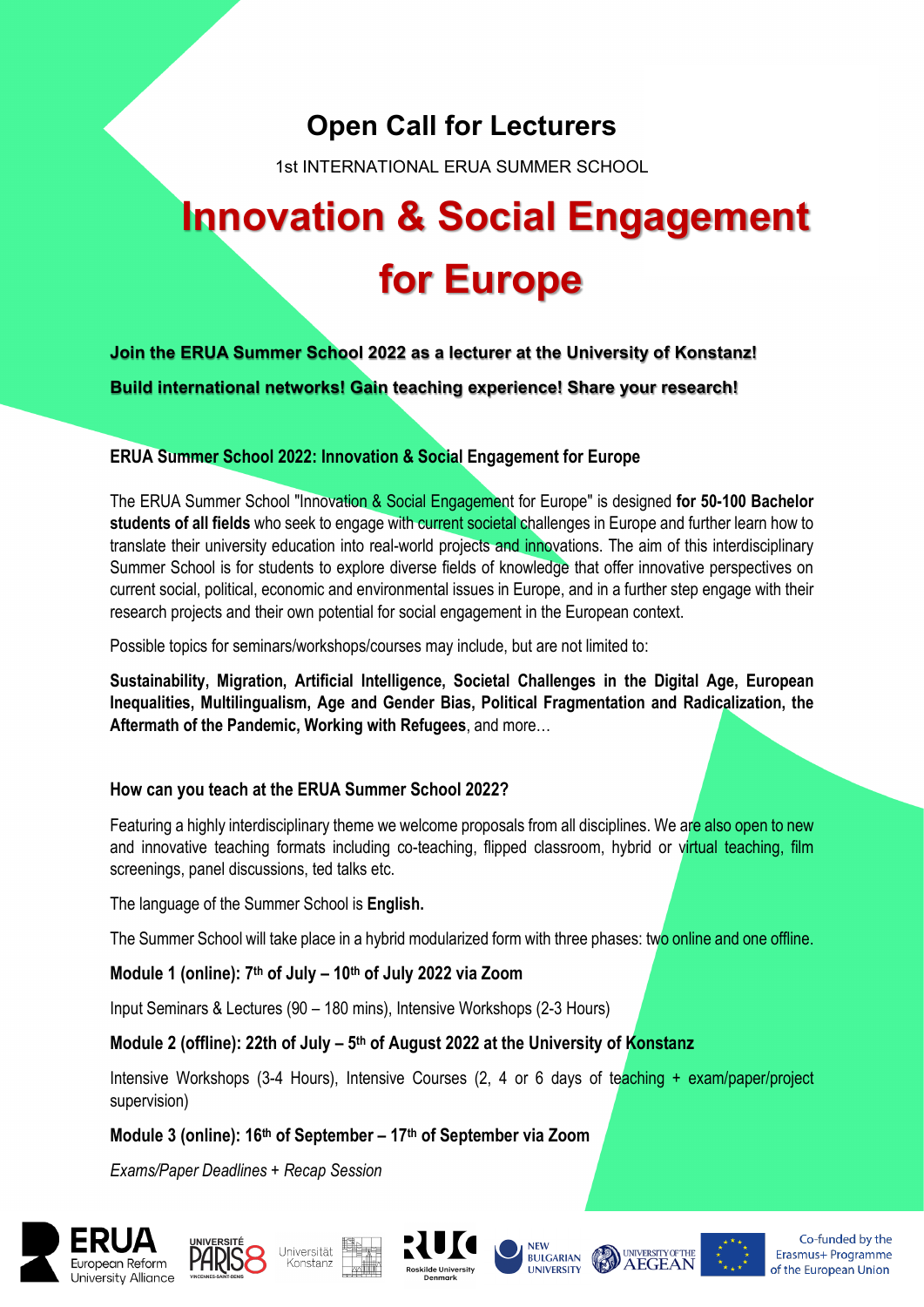# Open Call for Lecturers

1st INTERNATIONAL ERUA SUMMER SCHOOL

# Innovation & Social Engagement for Europe

**Join the ERUA Summer School 2022 as a lecturer at the University of Konstanz!**

**Build international networks! Gain teaching experience! Share your research!**

## ERUA Summer School 2022: Innovation & Social Engagement for Europe

The ERUA Summer School "Innovation & Social Engagement for Europe" is designed **for 50-100 Bachelor students of all fields** who seek to engage with current societal challenges in Europe and further learn how to translate their university education into real-world projects and innovations. The aim of this interdisciplinary Summer School is for students to explore diverse fields of knowledge that offer innovative perspectives on current social, political, economic and environmental issues in Europe, and in a further step engage with their research projects and their own potential for social engagement in the European context.

Possible topics for seminars/workshops/courses may include, but are not limited to:

**Sustainability, Migration, Artificial Intelligence, Societal Challenges in the Digital Age, European Inequalities, Multilingualism, Age and Gender Bias, Political Fragmentation and Radicalization, the Aftermath of the Pandemic, Working with Refugees**, and more…

## How can you teach at the ERUA Summer School 2022?

Featuring a highly interdisciplinary theme we welcome proposals from all disciplines. We are also open to new and innovative teaching formats including co-teaching, flipped classroom, hybrid or virtual teaching, film screenings, panel discussions, ted talks etc.

The language of the Summer School is **English.**

The Summer School will take place in a hybrid modularized form with three phases: two online and one offline.

**Module 1 (online): 7th of July – 10th of July 2022 via Zoom**

Input Seminars & Lectures (90 – 180 mins), Intensive Workshops (2-3 Hours)

**Module 2 (offline): 22th of July – 5th of August 2022 at the University of Konstanz**

Intensive Workshops (3-4 Hours), Intensive Courses (2, 4 or 6 days of teaching + exam/paper/project supervision)

**Module 3 (online): 16th of September – 17th of September via Zoom**

*Exams/Paper Deadlines + Recap Session*

ERUA European Reform University Alliance · Université Paris 8 Vincennes-Saint-Denis · Universität Konstanz · Roskilde University Denmark · New Bulgarian University · University of the Aegean · Co-funded by the Erasmus+ Programme of the European Union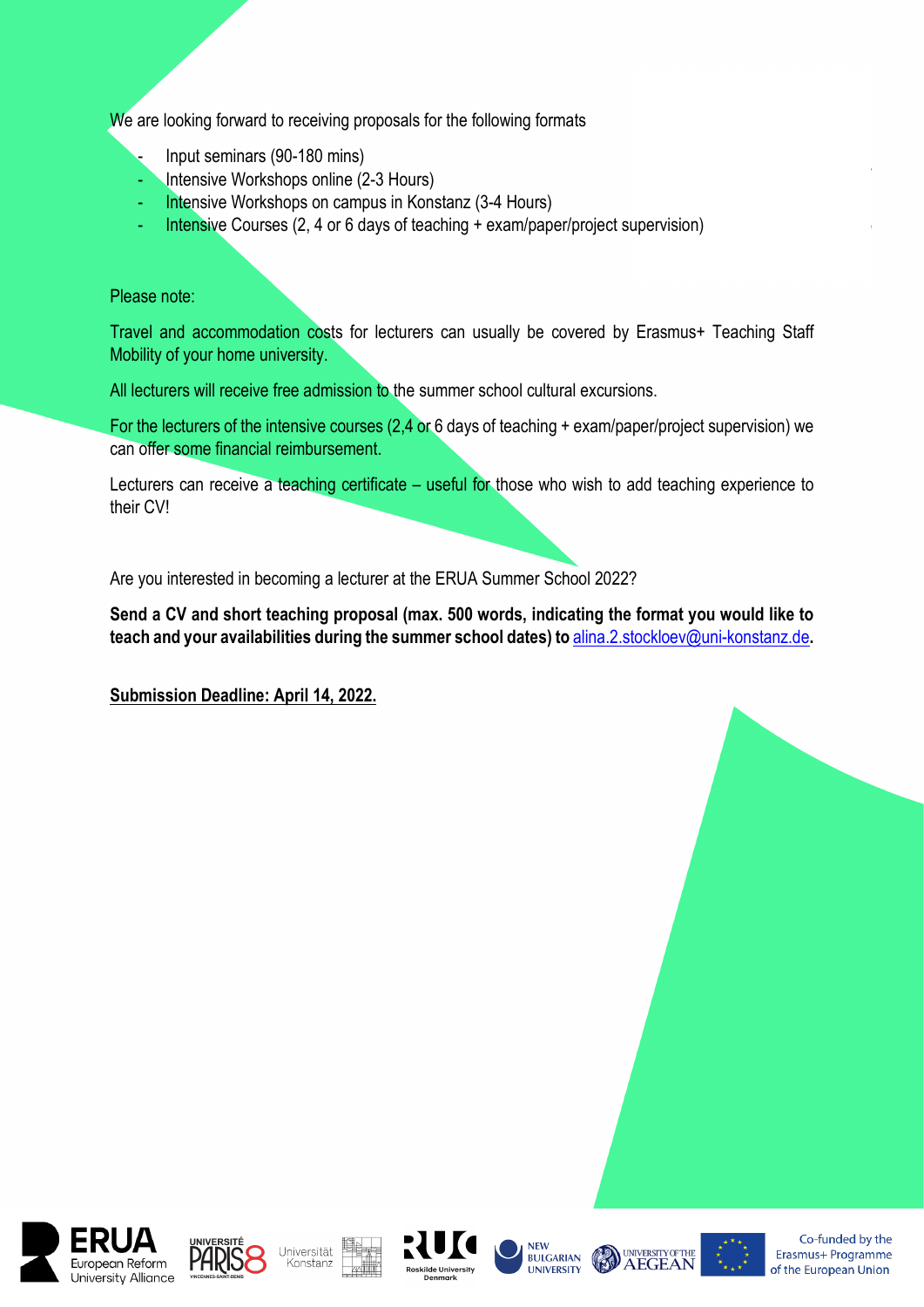We are looking forward to receiving proposals for the following formats

- Input seminars (90-180 mins)
- Intensive Workshops online (2-3 Hours)
- Intensive Workshops on campus in Konstanz (3-4 Hours)
- Intensive Courses (2, 4 or 6 days of teaching + exam/paper/project supervision)

Please note:

Travel and accommodation costs for lecturers can usually be covered by Erasmus+ Teaching Staff Mobility of your home university.

All lecturers will receive free admission to the summer school cultural excursions.

For the lecturers of the intensive courses (2,4 or 6 days of teaching + exam/paper/project supervision) we can offer some financial reimbursement.

Lecturers can receive a teaching certificate – useful for those who wish to add teaching experience to their CV!

Are you interested in becoming a lecturer at the ERUA Summer School 2022?

**Send a CV and short teaching proposal (max. 500 words, indicating the format you would like to teach and your availabilities during the summer school dates) to alina.2.stockloev@uni-konstanz.de.**

**Submission Deadline: April 14, 2022.**

ERUA European Reform University Alliance | Université Paris 8 Vincennes-Saint-Denis | Universität Konstanz | Roskilde University Denmark | New Bulgarian University | University of the Aegean | Co-funded by the Erasmus+ Programme of the European Union